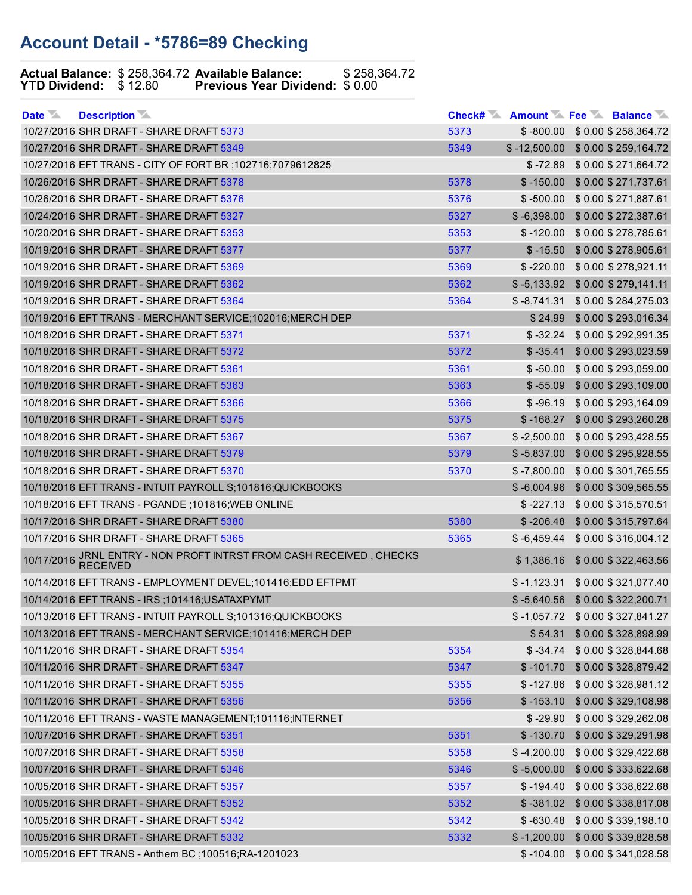## Account Detail - *5786=89 Checking

**Actual Balance:** $ 258,364.72 **Available Balance:** $ 258,364.72
**YTD Dividend:** $ 12.80 **Previous Year Dividend:** $ 0.00

| Date | Description | Check# | Amount | Fee | Balance |
|---|---|---|---|---|---|
| 10/27/2016 | SHR DRAFT - SHARE DRAFT 5373 | 5373 | $ -800.00 | $ 0.00 | $ 258,364.72 |
| 10/27/2016 | SHR DRAFT - SHARE DRAFT 5349 | 5349 | $ -12,500.00 | $ 0.00 | $ 259,164.72 |
| 10/27/2016 | EFT TRANS - CITY OF FORT BR ;102716;7079612825 | | $ -72.89 | $ 0.00 | $ 271,664.72 |
| 10/26/2016 | SHR DRAFT - SHARE DRAFT 5378 | 5378 | $ -150.00 | $ 0.00 | $ 271,737.61 |
| 10/26/2016 | SHR DRAFT - SHARE DRAFT 5376 | 5376 | $ -500.00 | $ 0.00 | $ 271,887.61 |
| 10/24/2016 | SHR DRAFT - SHARE DRAFT 5327 | 5327 | $ -6,398.00 | $ 0.00 | $ 272,387.61 |
| 10/20/2016 | SHR DRAFT - SHARE DRAFT 5353 | 5353 | $ -120.00 | $ 0.00 | $ 278,785.61 |
| 10/19/2016 | SHR DRAFT - SHARE DRAFT 5377 | 5377 | $ -15.50 | $ 0.00 | $ 278,905.61 |
| 10/19/2016 | SHR DRAFT - SHARE DRAFT 5369 | 5369 | $ -220.00 | $ 0.00 | $ 278,921.11 |
| 10/19/2016 | SHR DRAFT - SHARE DRAFT 5362 | 5362 | $ -5,133.92 | $ 0.00 | $ 279,141.11 |
| 10/19/2016 | SHR DRAFT - SHARE DRAFT 5364 | 5364 | $ -8,741.31 | $ 0.00 | $ 284,275.03 |
| 10/19/2016 | EFT TRANS - MERCHANT SERVICE;102016;MERCH DEP | | $ 24.99 | $ 0.00 | $ 293,016.34 |
| 10/18/2016 | SHR DRAFT - SHARE DRAFT 5371 | 5371 | $ -32.24 | $ 0.00 | $ 292,991.35 |
| 10/18/2016 | SHR DRAFT - SHARE DRAFT 5372 | 5372 | $ -35.41 | $ 0.00 | $ 293,023.59 |
| 10/18/2016 | SHR DRAFT - SHARE DRAFT 5361 | 5361 | $ -50.00 | $ 0.00 | $ 293,059.00 |
| 10/18/2016 | SHR DRAFT - SHARE DRAFT 5363 | 5363 | $ -55.09 | $ 0.00 | $ 293,109.00 |
| 10/18/2016 | SHR DRAFT - SHARE DRAFT 5366 | 5366 | $ -96.19 | $ 0.00 | $ 293,164.09 |
| 10/18/2016 | SHR DRAFT - SHARE DRAFT 5375 | 5375 | $ -168.27 | $ 0.00 | $ 293,260.28 |
| 10/18/2016 | SHR DRAFT - SHARE DRAFT 5367 | 5367 | $ -2,500.00 | $ 0.00 | $ 293,428.55 |
| 10/18/2016 | SHR DRAFT - SHARE DRAFT 5379 | 5379 | $ -5,837.00 | $ 0.00 | $ 295,928.55 |
| 10/18/2016 | SHR DRAFT - SHARE DRAFT 5370 | 5370 | $ -7,800.00 | $ 0.00 | $ 301,765.55 |
| 10/18/2016 | EFT TRANS - INTUIT PAYROLL S;101816;QUICKBOOKS | | $ -6,004.96 | $ 0.00 | $ 309,565.55 |
| 10/18/2016 | EFT TRANS - PGANDE ;101816;WEB ONLINE | | $ -227.13 | $ 0.00 | $ 315,570.51 |
| 10/17/2016 | SHR DRAFT - SHARE DRAFT 5380 | 5380 | $ -206.48 | $ 0.00 | $ 315,797.64 |
| 10/17/2016 | SHR DRAFT - SHARE DRAFT 5365 | 5365 | $ -6,459.44 | $ 0.00 | $ 316,004.12 |
| 10/17/2016 | JRNL ENTRY - NON PROFT INTRST FROM CASH RECEIVED , CHECKS RECEIVED | | $ 1,386.16 | $ 0.00 | $ 322,463.56 |
| 10/14/2016 | EFT TRANS - EMPLOYMENT DEVEL;101416;EDD EFTPMT | | $ -1,123.31 | $ 0.00 | $ 321,077.40 |
| 10/14/2016 | EFT TRANS - IRS ;101416;USATAXPYMT | | $ -5,640.56 | $ 0.00 | $ 322,200.71 |
| 10/13/2016 | EFT TRANS - INTUIT PAYROLL S;101316;QUICKBOOKS | | $ -1,057.72 | $ 0.00 | $ 327,841.27 |
| 10/13/2016 | EFT TRANS - MERCHANT SERVICE;101416;MERCH DEP | | $ 54.31 | $ 0.00 | $ 328,898.99 |
| 10/11/2016 | SHR DRAFT - SHARE DRAFT 5354 | 5354 | $ -34.74 | $ 0.00 | $ 328,844.68 |
| 10/11/2016 | SHR DRAFT - SHARE DRAFT 5347 | 5347 | $ -101.70 | $ 0.00 | $ 328,879.42 |
| 10/11/2016 | SHR DRAFT - SHARE DRAFT 5355 | 5355 | $ -127.86 | $ 0.00 | $ 328,981.12 |
| 10/11/2016 | SHR DRAFT - SHARE DRAFT 5356 | 5356 | $ -153.10 | $ 0.00 | $ 329,108.98 |
| 10/11/2016 | EFT TRANS - WASTE MANAGEMENT;101116;INTERNET | | $ -29.90 | $ 0.00 | $ 329,262.08 |
| 10/07/2016 | SHR DRAFT - SHARE DRAFT 5351 | 5351 | $ -130.70 | $ 0.00 | $ 329,291.98 |
| 10/07/2016 | SHR DRAFT - SHARE DRAFT 5358 | 5358 | $ -4,200.00 | $ 0.00 | $ 329,422.68 |
| 10/07/2016 | SHR DRAFT - SHARE DRAFT 5346 | 5346 | $ -5,000.00 | $ 0.00 | $ 333,622.68 |
| 10/05/2016 | SHR DRAFT - SHARE DRAFT 5357 | 5357 | $ -194.40 | $ 0.00 | $ 338,622.68 |
| 10/05/2016 | SHR DRAFT - SHARE DRAFT 5352 | 5352 | $ -381.02 | $ 0.00 | $ 338,817.08 |
| 10/05/2016 | SHR DRAFT - SHARE DRAFT 5342 | 5342 | $ -630.48 | $ 0.00 | $ 339,198.10 |
| 10/05/2016 | SHR DRAFT - SHARE DRAFT 5332 | 5332 | $ -1,200.00 | $ 0.00 | $ 339,828.58 |
| 10/05/2016 | EFT TRANS - Anthem BC ;100516;RA-1201023 | | $ -104.00 | $ 0.00 | $ 341,028.58 |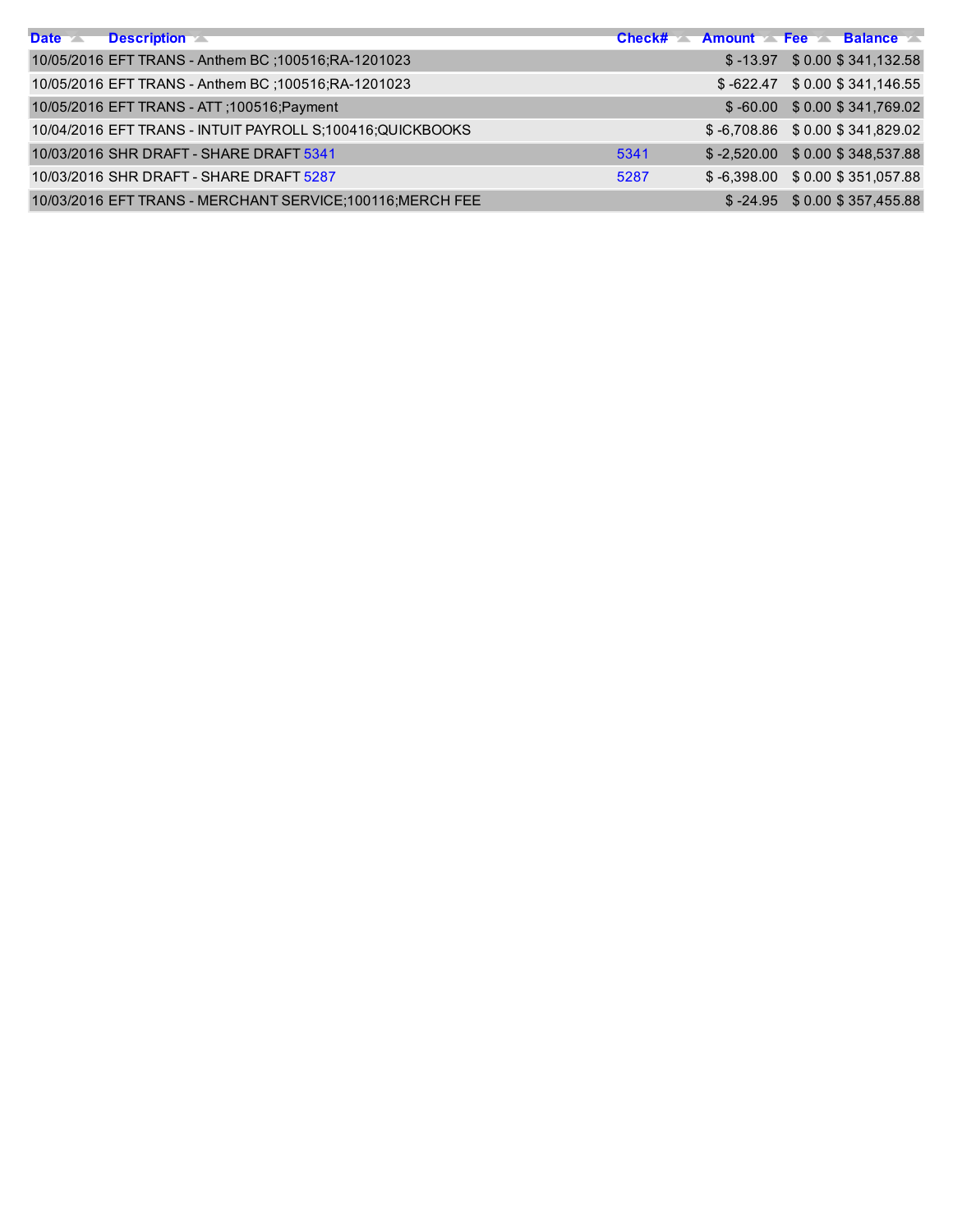| Date | Description | Check# | Amount | Fee | Balance |
| --- | --- | --- | --- | --- | --- |
| 10/05/2016 | EFT TRANS - Anthem BC ;100516;RA-1201023 | | $ -13.97 | $ 0.00 | $ 341,132.58 |
| 10/05/2016 | EFT TRANS - Anthem BC ;100516;RA-1201023 | | $ -622.47 | $ 0.00 | $ 341,146.55 |
| 10/05/2016 | EFT TRANS - ATT ;100516;Payment | | $ -60.00 | $ 0.00 | $ 341,769.02 |
| 10/04/2016 | EFT TRANS - INTUIT PAYROLL S;100416;QUICKBOOKS | | $ -6,708.86 | $ 0.00 | $ 341,829.02 |
| 10/03/2016 | SHR DRAFT - SHARE DRAFT 5341 | 5341 | $ -2,520.00 | $ 0.00 | $ 348,537.88 |
| 10/03/2016 | SHR DRAFT - SHARE DRAFT 5287 | 5287 | $ -6,398.00 | $ 0.00 | $ 351,057.88 |
| 10/03/2016 | EFT TRANS - MERCHANT SERVICE;100116;MERCH FEE | | $ -24.95 | $ 0.00 | $ 357,455.88 |